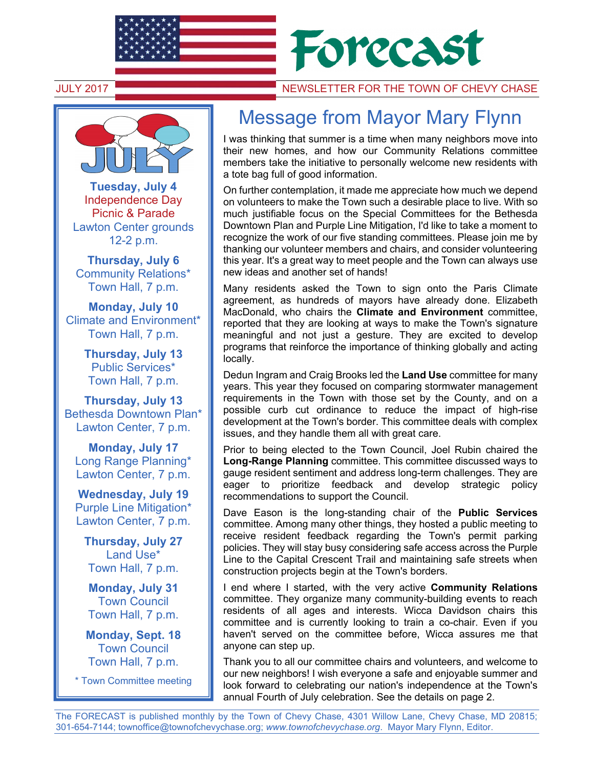# Forecast

JULY 2017 — NEWSLETTER FOR THE TOWN OF CHEVY CHASE

## Message from Mayor Mary Flynn

I was thinking that summer is a time when many neighbors move into their new homes, and how our Community Relations committee members take the initiative to personally welcome new residents with a tote bag full of good information.

On further contemplation, it made me appreciate how much we depend on volunteers to make the Town such a desirable place to live. With so much justifiable focus on the Special Committees for the Bethesda Downtown Plan and Purple Line Mitigation, I'd like to take a moment to recognize the work of our five standing committees. Please join me by thanking our volunteer members and chairs, and consider volunteering this year. It's a great way to meet people and the Town can always use new ideas and another set of hands!

Many residents asked the Town to sign onto the Paris Climate agreement, as hundreds of mayors have already done. Elizabeth MacDonald, who chairs the **Climate and Environment** committee, reported that they are looking at ways to make the Town's signature meaningful and not just a gesture. They are excited to develop programs that reinforce the importance of thinking globally and acting locally.

Dedun Ingram and Craig Brooks led the **Land Use** committee for many years. This year they focused on comparing stormwater management requirements in the Town with those set by the County, and on a possible curb cut ordinance to reduce the impact of high-rise development at the Town's border. This committee deals with complex issues, and they handle them all with great care.

Prior to being elected to the Town Council, Joel Rubin chaired the **Long-Range Planning** committee. This committee discussed ways to gauge resident sentiment and address long-term challenges. They are eager to prioritize feedback and develop strategic policy recommendations to support the Council.

Dave Eason is the long-standing chair of the **Public Services** committee. Among many other things, they hosted a public meeting to receive resident feedback regarding the Town's permit parking policies. They will stay busy considering safe access across the Purple Line to the Capital Crescent Trail and maintaining safe streets when construction projects begin at the Town's borders.

I end where I started, with the very active **Community Relations** committee. They organize many community-building events to reach residents of all ages and interests. Wicca Davidson chairs this committee and is currently looking to train a co-chair. Even if you haven't served on the committee before, Wicca assures me that anyone can step up.

Thank you to all our committee chairs and volunteers, and welcome to our new neighbors! I wish everyone a safe and enjoyable summer and look forward to celebrating our nation's independence at the Town's annual Fourth of July celebration. See the details on page 2.

## JULY

**Tuesday, July 4**
Independence Day
Picnic & Parade
Lawton Center grounds
12-2 p.m.

**Thursday, July 6**
Community Relations*
Town Hall, 7 p.m.

**Monday, July 10**
Climate and Environment*
Town Hall, 7 p.m.

**Thursday, July 13**
Public Services*
Town Hall, 7 p.m.

**Thursday, July 13**
Bethesda Downtown Plan*
Lawton Center, 7 p.m.

**Monday, July 17**
Long Range Planning*
Lawton Center, 7 p.m.

**Wednesday, July 19**
Purple Line Mitigation*
Lawton Center, 7 p.m.

**Thursday, July 27**
Land Use*
Town Hall, 7 p.m.

**Monday, July 31**
Town Council
Town Hall, 7 p.m.

**Monday, Sept. 18**
Town Council
Town Hall, 7 p.m.

* Town Committee meeting

The FORECAST is published monthly by the Town of Chevy Chase, 4301 Willow Lane, Chevy Chase, MD 20815; 301-654-7144; townoffice@townofchevychase.org; *www.townofchevychase.org*. Mayor Mary Flynn, Editor.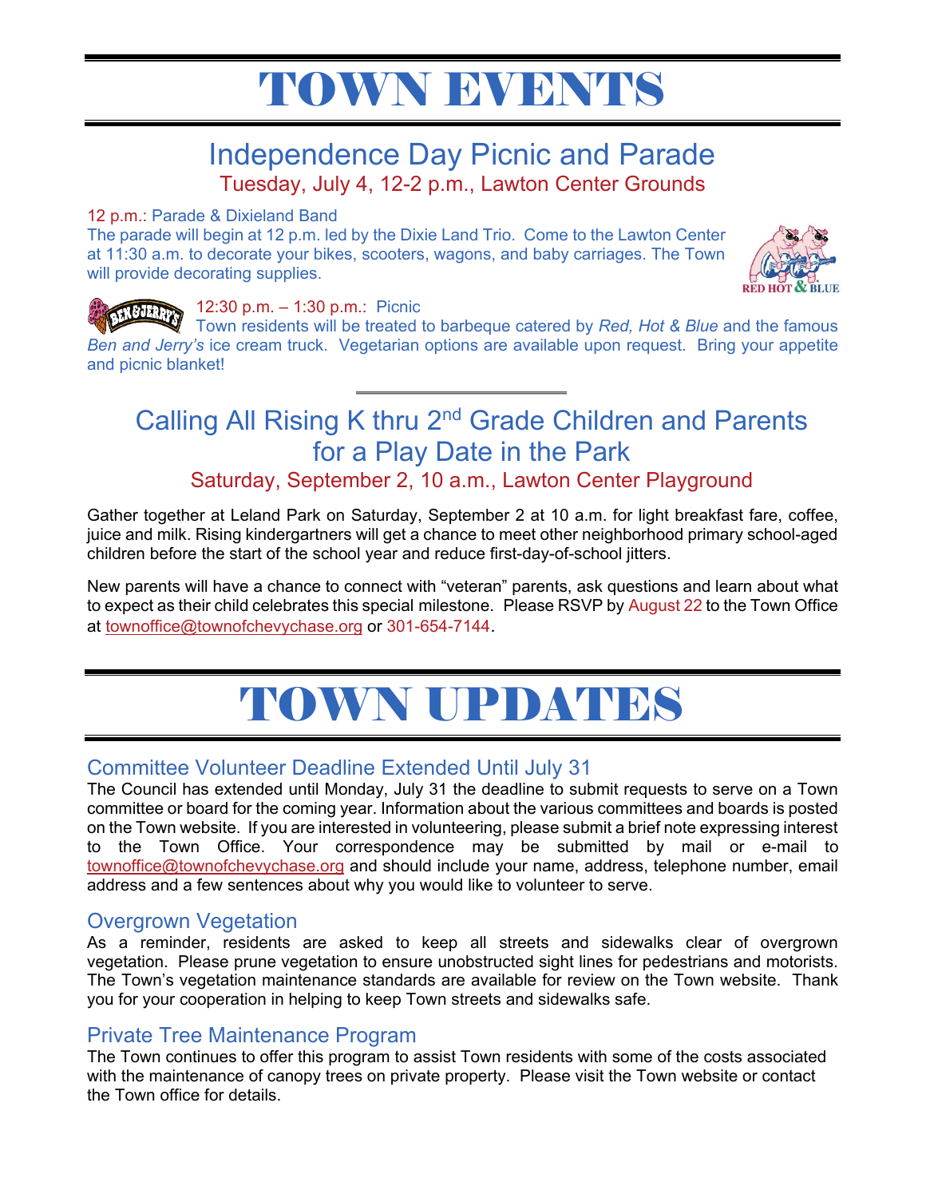# TOWN EVENTS

## Independence Day Picnic and Parade

Tuesday, July 4, 12-2 p.m., Lawton Center Grounds

12 p.m.: Parade & Dixieland Band

The parade will begin at 12 p.m. led by the Dixie Land Trio. Come to the Lawton Center at 11:30 a.m. to decorate your bikes, scooters, wagons, and baby carriages. The Town will provide decorating supplies.

12:30 p.m. – 1:30 p.m.: Picnic

Town residents will be treated to barbeque catered by *Red, Hot & Blue* and the famous *Ben and Jerry's* ice cream truck. Vegetarian options are available upon request. Bring your appetite and picnic blanket!

---

## Calling All Rising K thru 2nd Grade Children and Parents for a Play Date in the Park

Saturday, September 2, 10 a.m., Lawton Center Playground

Gather together at Leland Park on Saturday, September 2 at 10 a.m. for light breakfast fare, coffee, juice and milk. Rising kindergartners will get a chance to meet other neighborhood primary school-aged children before the start of the school year and reduce first-day-of-school jitters.

New parents will have a chance to connect with "veteran" parents, ask questions and learn about what to expect as their child celebrates this special milestone. Please RSVP by August 22 to the Town Office at townoffice@townofchevychase.org or 301-654-7144.

# TOWN UPDATES

### Committee Volunteer Deadline Extended Until July 31

The Council has extended until Monday, July 31 the deadline to submit requests to serve on a Town committee or board for the coming year. Information about the various committees and boards is posted on the Town website. If you are interested in volunteering, please submit a brief note expressing interest to the Town Office. Your correspondence may be submitted by mail or e-mail to townoffice@townofchevychase.org and should include your name, address, telephone number, email address and a few sentences about why you would like to volunteer to serve.

### Overgrown Vegetation

As a reminder, residents are asked to keep all streets and sidewalks clear of overgrown vegetation. Please prune vegetation to ensure unobstructed sight lines for pedestrians and motorists. The Town's vegetation maintenance standards are available for review on the Town website. Thank you for your cooperation in helping to keep Town streets and sidewalks safe.

### Private Tree Maintenance Program

The Town continues to offer this program to assist Town residents with some of the costs associated with the maintenance of canopy trees on private property. Please visit the Town website or contact the Town office for details.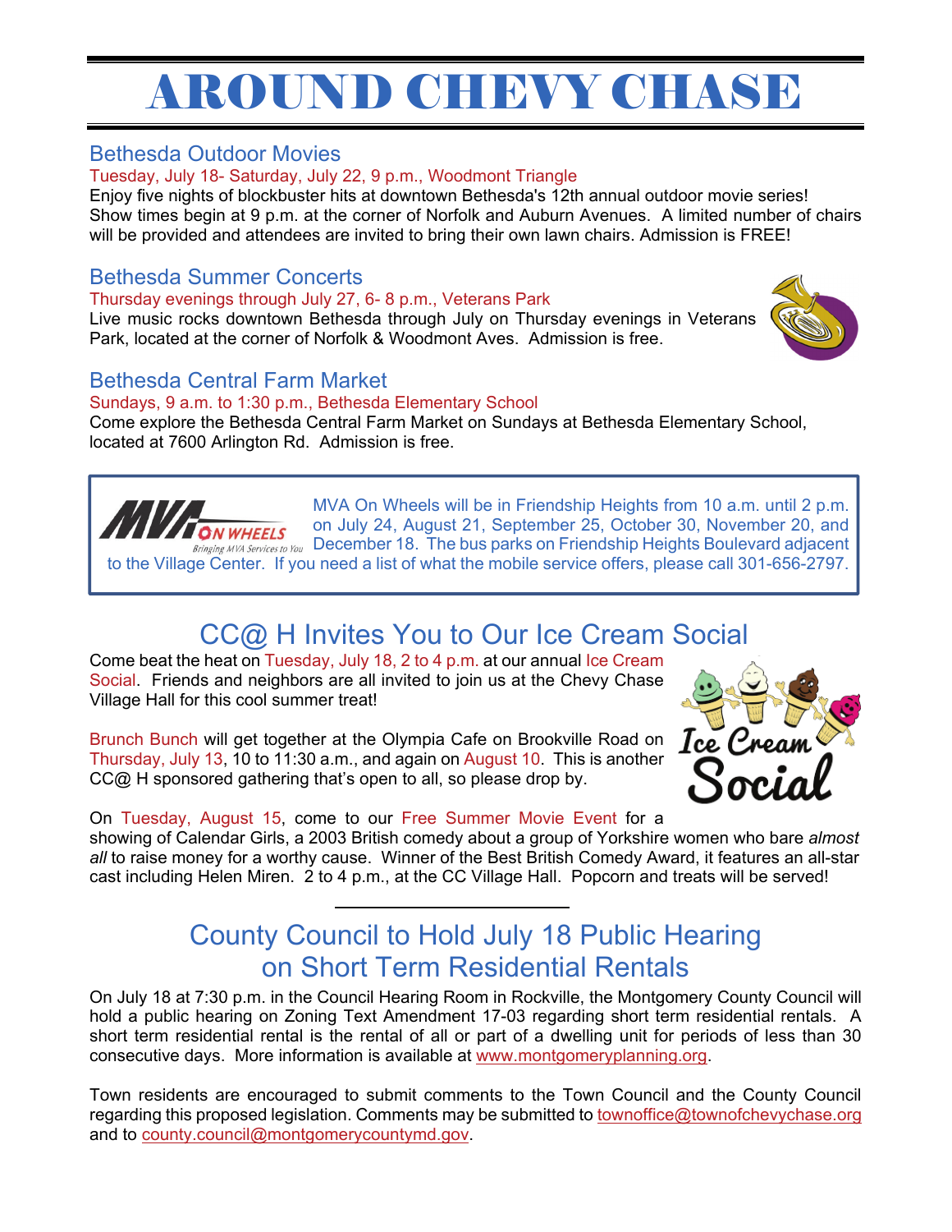# AROUND CHEVY CHASE

## Bethesda Outdoor Movies

Tuesday, July 18- Saturday, July 22, 9 p.m., Woodmont Triangle

Enjoy five nights of blockbuster hits at downtown Bethesda's 12th annual outdoor movie series! Show times begin at 9 p.m. at the corner of Norfolk and Auburn Avenues. A limited number of chairs will be provided and attendees are invited to bring their own lawn chairs. Admission is FREE!

## Bethesda Summer Concerts

Thursday evenings through July 27, 6- 8 p.m., Veterans Park

Live music rocks downtown Bethesda through July on Thursday evenings in Veterans Park, located at the corner of Norfolk & Woodmont Aves. Admission is free.

## Bethesda Central Farm Market

Sundays, 9 a.m. to 1:30 p.m., Bethesda Elementary School

Come explore the Bethesda Central Farm Market on Sundays at Bethesda Elementary School, located at 7600 Arlington Rd. Admission is free.

MVA ON WHEELS
Bringing MVA Services to You

MVA On Wheels will be in Friendship Heights from 10 a.m. until 2 p.m. on July 24, August 21, September 25, October 30, November 20, and December 18. The bus parks on Friendship Heights Boulevard adjacent to the Village Center. If you need a list of what the mobile service offers, please call 301-656-2797.

## CC@ H Invites You to Our Ice Cream Social

Come beat the heat on Tuesday, July 18, 2 to 4 p.m. at our annual Ice Cream Social. Friends and neighbors are all invited to join us at the Chevy Chase Village Hall for this cool summer treat!

Ice Cream Social

Brunch Bunch will get together at the Olympia Cafe on Brookville Road on Thursday, July 13, 10 to 11:30 a.m., and again on August 10. This is another CC@ H sponsored gathering that's open to all, so please drop by.

On Tuesday, August 15, come to our Free Summer Movie Event for a showing of Calendar Girls, a 2003 British comedy about a group of Yorkshire women who bare *almost all* to raise money for a worthy cause. Winner of the Best British Comedy Award, it features an all-star cast including Helen Miren. 2 to 4 p.m., at the CC Village Hall. Popcorn and treats will be served!

---

## County Council to Hold July 18 Public Hearing on Short Term Residential Rentals

On July 18 at 7:30 p.m. in the Council Hearing Room in Rockville, the Montgomery County Council will hold a public hearing on Zoning Text Amendment 17-03 regarding short term residential rentals. A short term residential rental is the rental of all or part of a dwelling unit for periods of less than 30 consecutive days. More information is available at www.montgomeryplanning.org.

Town residents are encouraged to submit comments to the Town Council and the County Council regarding this proposed legislation. Comments may be submitted to townoffice@townofchevychase.org and to county.council@montgomerycountymd.gov.